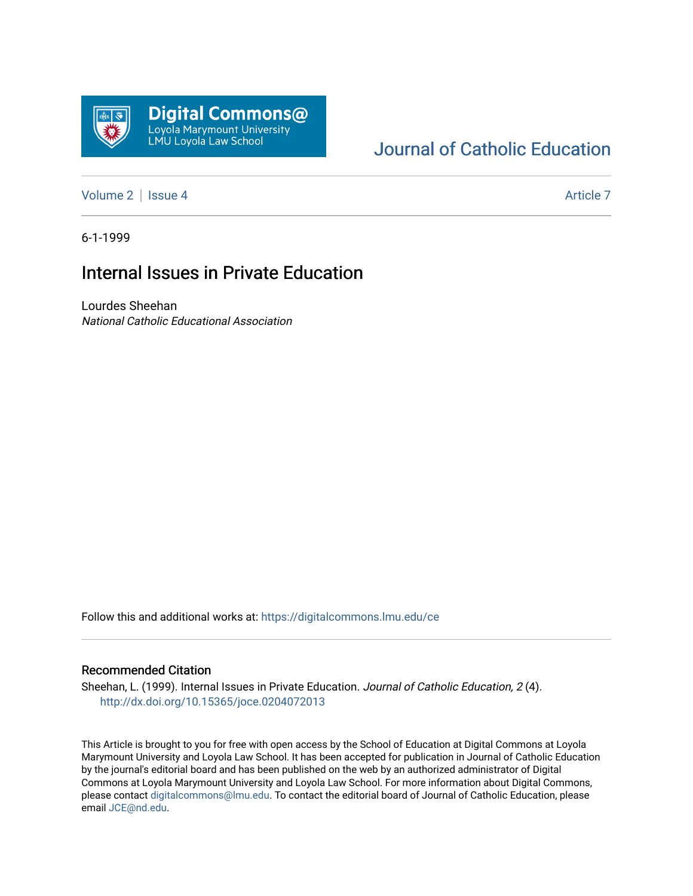Digital Commons@
Loyola Marymount University
LMU Loyola Law School

Journal of Catholic Education

Volume 2 | Issue 4 Article 7

6-1-1999

# Internal Issues in Private Education

Lourdes Sheehan
*National Catholic Educational Association*

Follow this and additional works at: https://digitalcommons.lmu.edu/ce

## Recommended Citation

Sheehan, L. (1999). Internal Issues in Private Education. *Journal of Catholic Education, 2* (4).
http://dx.doi.org/10.15365/joce.0204072013

This Article is brought to you for free with open access by the School of Education at Digital Commons at Loyola Marymount University and Loyola Law School. It has been accepted for publication in Journal of Catholic Education by the journal's editorial board and has been published on the web by an authorized administrator of Digital Commons at Loyola Marymount University and Loyola Law School. For more information about Digital Commons, please contact digitalcommons@lmu.edu. To contact the editorial board of Journal of Catholic Education, please email JCE@nd.edu.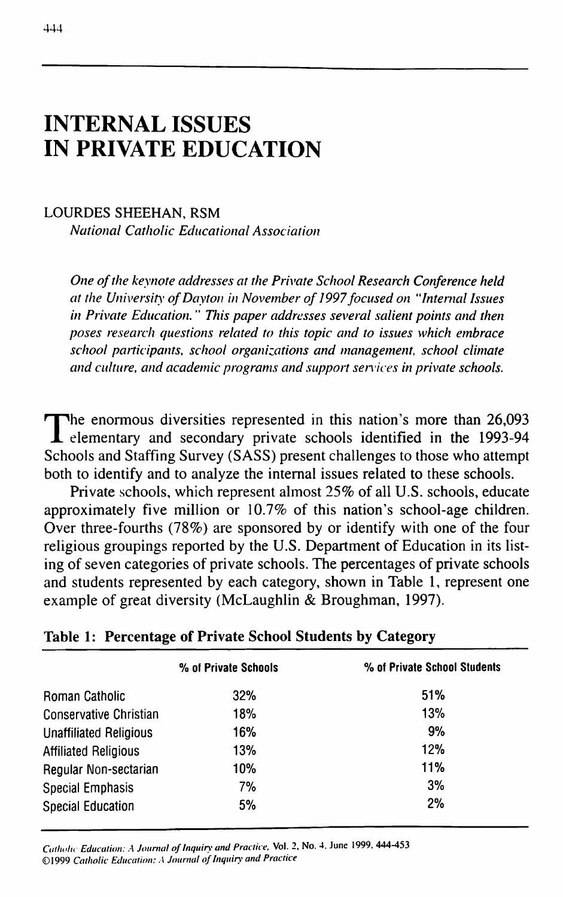# INTERNAL ISSUES IN PRIVATE EDUCATION

LOURDES SHEEHAN, RSM

*National Catholic Educational Association*

*One of the keynote addresses at the Private School Research Conference held at the University of Dayton in November of 1997 focused on "Internal Issues in Private Education." This paper addresses several salient points and then poses research questions related to this topic and to issues which embrace school participants, school organizations and management, school climate and culture, and academic programs and support services in private schools.*

The enormous diversities represented in this nation's more than 26,093 elementary and secondary private schools identified in the 1993-94 Schools and Staffing Survey (SASS) present challenges to those who attempt both to identify and to analyze the internal issues related to these schools.

Private schools, which represent almost 25% of all U.S. schools, educate approximately five million or 10.7% of this nation's school-age children. Over three-fourths (78%) are sponsored by or identify with one of the four religious groupings reported by the U.S. Department of Education in its listing of seven categories of private schools. The percentages of private schools and students represented by each category, shown in Table 1, represent one example of great diversity (McLaughlin & Broughman, 1997).

**Table 1: Percentage of Private School Students by Category**

| | % of Private Schools | % of Private School Students |
|---|---|---|
| Roman Catholic | 32% | 51% |
| Conservative Christian | 18% | 13% |
| Unaffiliated Religious | 16% | 9% |
| Affiliated Religious | 13% | 12% |
| Regular Non-sectarian | 10% | 11% |
| Special Emphasis | 7% | 3% |
| Special Education | 5% | 2% |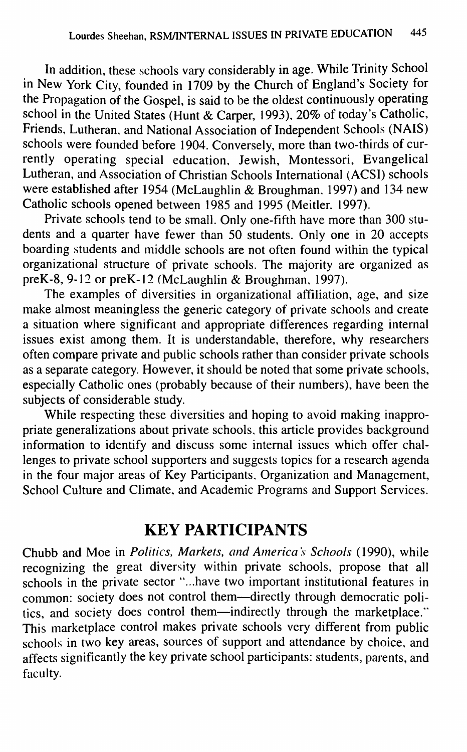In addition, these schools vary considerably in age. While Trinity School in New York City, founded in 1709 by the Church of England's Society for the Propagation of the Gospel, is said to be the oldest continuously operating school in the United States (Hunt & Carper, 1993), 20% of today's Catholic, Friends, Lutheran, and National Association of Independent Schools (NAIS) schools were founded before 1904. Conversely, more than two-thirds of currently operating special education, Jewish, Montessori, Evangelical Lutheran, and Association of Christian Schools International (ACSI) schools were established after 1954 (McLaughlin & Broughman, 1997) and 134 new Catholic schools opened between 1985 and 1995 (Meitler, 1997).

Private schools tend to be small. Only one-fifth have more than 300 students and a quarter have fewer than 50 students. Only one in 20 accepts boarding students and middle schools are not often found within the typical organizational structure of private schools. The majority are organized as preK-8, 9-12 or preK-12 (McLaughlin & Broughman, 1997).

The examples of diversities in organizational affiliation, age, and size make almost meaningless the generic category of private schools and create a situation where significant and appropriate differences regarding internal issues exist among them. It is understandable, therefore, why researchers often compare private and public schools rather than consider private schools as a separate category. However, it should be noted that some private schools, especially Catholic ones (probably because of their numbers), have been the subjects of considerable study.

While respecting these diversities and hoping to avoid making inappropriate generalizations about private schools, this article provides background information to identify and discuss some internal issues which offer challenges to private school supporters and suggests topics for a research agenda in the four major areas of Key Participants, Organization and Management, School Culture and Climate, and Academic Programs and Support Services.

## KEY PARTICIPANTS

Chubb and Moe in *Politics, Markets, and America's Schools* (1990), while recognizing the great diversity within private schools, propose that all schools in the private sector "...have two important institutional features in common: society does not control them—directly through democratic politics, and society does control them—indirectly through the marketplace." This marketplace control makes private schools very different from public schools in two key areas, sources of support and attendance by choice, and affects significantly the key private school participants: students, parents, and faculty.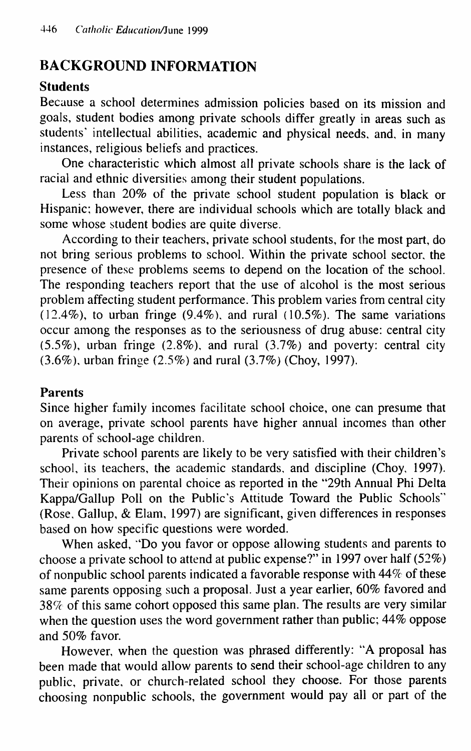## BACKGROUND INFORMATION

### Students

Because a school determines admission policies based on its mission and goals, student bodies among private schools differ greatly in areas such as students' intellectual abilities, academic and physical needs, and, in many instances, religious beliefs and practices.

One characteristic which almost all private schools share is the lack of racial and ethnic diversities among their student populations.

Less than 20% of the private school student population is black or Hispanic; however, there are individual schools which are totally black and some whose student bodies are quite diverse.

According to their teachers, private school students, for the most part, do not bring serious problems to school. Within the private school sector, the presence of these problems seems to depend on the location of the school. The responding teachers report that the use of alcohol is the most serious problem affecting student performance. This problem varies from central city (12.4%), to urban fringe (9.4%), and rural (10.5%). The same variations occur among the responses as to the seriousness of drug abuse: central city (5.5%), urban fringe (2.8%), and rural (3.7%) and poverty: central city (3.6%), urban fringe (2.5%) and rural (3.7%) (Choy, 1997).

### Parents

Since higher family incomes facilitate school choice, one can presume that on average, private school parents have higher annual incomes than other parents of school-age children.

Private school parents are likely to be very satisfied with their children's school, its teachers, the academic standards, and discipline (Choy, 1997). Their opinions on parental choice as reported in the "29th Annual Phi Delta Kappa/Gallup Poll on the Public's Attitude Toward the Public Schools" (Rose, Gallup, & Elam, 1997) are significant, given differences in responses based on how specific questions were worded.

When asked, "Do you favor or oppose allowing students and parents to choose a private school to attend at public expense?" in 1997 over half (52%) of nonpublic school parents indicated a favorable response with 44% of these same parents opposing such a proposal. Just a year earlier, 60% favored and 38% of this same cohort opposed this same plan. The results are very similar when the question uses the word government rather than public; 44% oppose and 50% favor.

However, when the question was phrased differently: "A proposal has been made that would allow parents to send their school-age children to any public, private, or church-related school they choose. For those parents choosing nonpublic schools, the government would pay all or part of the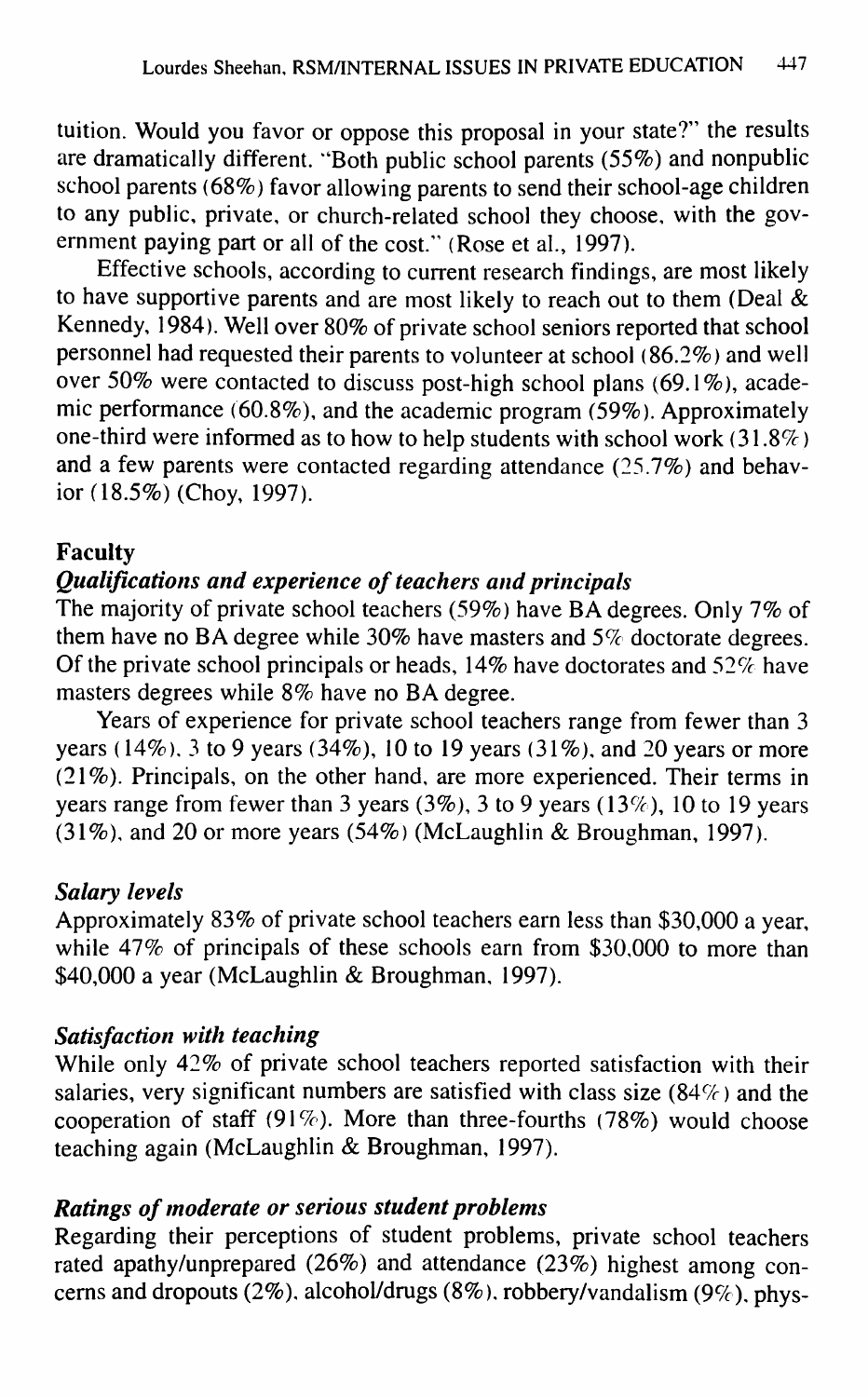tuition. Would you favor or oppose this proposal in your state?" the results are dramatically different. "Both public school parents (55%) and nonpublic school parents (68%) favor allowing parents to send their school-age children to any public, private, or church-related school they choose, with the government paying part or all of the cost." (Rose et al., 1997).

Effective schools, according to current research findings, are most likely to have supportive parents and are most likely to reach out to them (Deal & Kennedy, 1984). Well over 80% of private school seniors reported that school personnel had requested their parents to volunteer at school (86.2%) and well over 50% were contacted to discuss post-high school plans (69.1%), academic performance (60.8%), and the academic program (59%). Approximately one-third were informed as to how to help students with school work (31.8%) and a few parents were contacted regarding attendance (25.7%) and behavior (18.5%) (Choy, 1997).

## Faculty

### *Qualifications and experience of teachers and principals*

The majority of private school teachers (59%) have BA degrees. Only 7% of them have no BA degree while 30% have masters and 5% doctorate degrees. Of the private school principals or heads, 14% have doctorates and 52% have masters degrees while 8% have no BA degree.

Years of experience for private school teachers range from fewer than 3 years (14%), 3 to 9 years (34%), 10 to 19 years (31%), and 20 years or more (21%). Principals, on the other hand, are more experienced. Their terms in years range from fewer than 3 years (3%), 3 to 9 years (13%), 10 to 19 years (31%), and 20 or more years (54%) (McLaughlin & Broughman, 1997).

### *Salary levels*

Approximately 83% of private school teachers earn less than $30,000 a year, while 47% of principals of these schools earn from $30,000 to more than $40,000 a year (McLaughlin & Broughman, 1997).

### *Satisfaction with teaching*

While only 42% of private school teachers reported satisfaction with their salaries, very significant numbers are satisfied with class size (84%) and the cooperation of staff (91%). More than three-fourths (78%) would choose teaching again (McLaughlin & Broughman, 1997).

### *Ratings of moderate or serious student problems*

Regarding their perceptions of student problems, private school teachers rated apathy/unprepared (26%) and attendance (23%) highest among concerns and dropouts (2%), alcohol/drugs (8%), robbery/vandalism (9%), phys-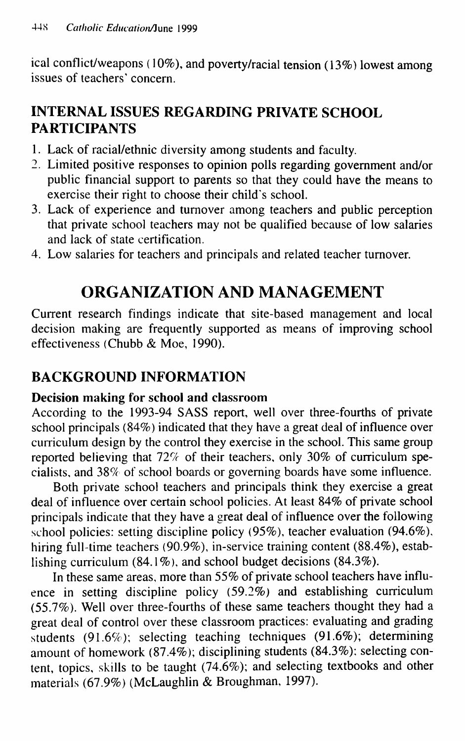ical conflict/weapons (10%), and poverty/racial tension (13%) lowest among issues of teachers' concern.

## INTERNAL ISSUES REGARDING PRIVATE SCHOOL PARTICIPANTS

1. Lack of racial/ethnic diversity among students and faculty.
2. Limited positive responses to opinion polls regarding government and/or public financial support to parents so that they could have the means to exercise their right to choose their child's school.
3. Lack of experience and turnover among teachers and public perception that private school teachers may not be qualified because of low salaries and lack of state certification.
4. Low salaries for teachers and principals and related teacher turnover.

# ORGANIZATION AND MANAGEMENT

Current research findings indicate that site-based management and local decision making are frequently supported as means of improving school effectiveness (Chubb & Moe, 1990).

## BACKGROUND INFORMATION

### Decision making for school and classroom

According to the 1993-94 SASS report, well over three-fourths of private school principals (84%) indicated that they have a great deal of influence over curriculum design by the control they exercise in the school. This same group reported believing that 72% of their teachers, only 30% of curriculum specialists, and 38% of school boards or governing boards have some influence.

Both private school teachers and principals think they exercise a great deal of influence over certain school policies. At least 84% of private school principals indicate that they have a great deal of influence over the following school policies: setting discipline policy (95%), teacher evaluation (94.6%), hiring full-time teachers (90.9%), in-service training content (88.4%), establishing curriculum (84.1%), and school budget decisions (84.3%).

In these same areas, more than 55% of private school teachers have influence in setting discipline policy (59.2%) and establishing curriculum (55.7%). Well over three-fourths of these same teachers thought they had a great deal of control over these classroom practices: evaluating and grading students (91.6%); selecting teaching techniques (91.6%); determining amount of homework (87.4%); disciplining students (84.3%); selecting content, topics, skills to be taught (74.6%); and selecting textbooks and other materials (67.9%) (McLaughlin & Broughman, 1997).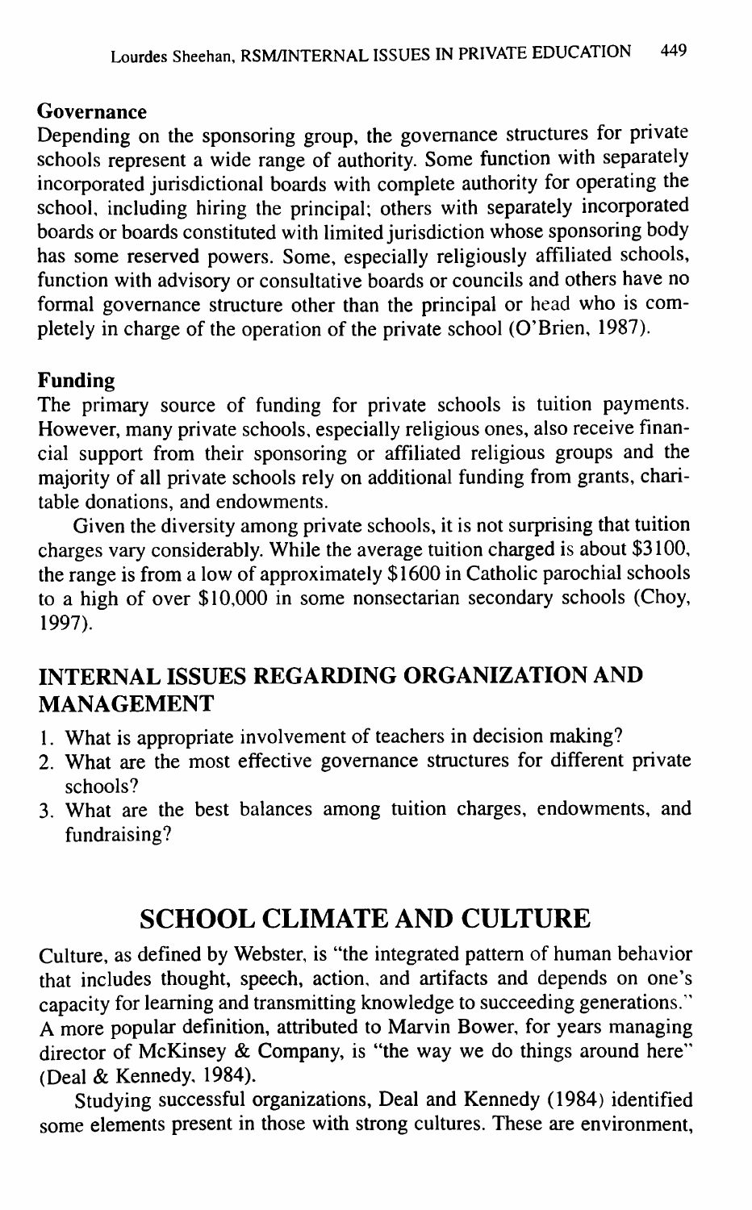### Governance

Depending on the sponsoring group, the governance structures for private schools represent a wide range of authority. Some function with separately incorporated jurisdictional boards with complete authority for operating the school, including hiring the principal; others with separately incorporated boards or boards constituted with limited jurisdiction whose sponsoring body has some reserved powers. Some, especially religiously affiliated schools, function with advisory or consultative boards or councils and others have no formal governance structure other than the principal or head who is completely in charge of the operation of the private school (O'Brien, 1987).

### Funding

The primary source of funding for private schools is tuition payments. However, many private schools, especially religious ones, also receive financial support from their sponsoring or affiliated religious groups and the majority of all private schools rely on additional funding from grants, charitable donations, and endowments.

Given the diversity among private schools, it is not surprising that tuition charges vary considerably. While the average tuition charged is about $3100, the range is from a low of approximately $1600 in Catholic parochial schools to a high of over $10,000 in some nonsectarian secondary schools (Choy, 1997).

## INTERNAL ISSUES REGARDING ORGANIZATION AND MANAGEMENT

1. What is appropriate involvement of teachers in decision making?
2. What are the most effective governance structures for different private schools?
3. What are the best balances among tuition charges, endowments, and fundraising?

# SCHOOL CLIMATE AND CULTURE

Culture, as defined by Webster, is "the integrated pattern of human behavior that includes thought, speech, action, and artifacts and depends on one's capacity for learning and transmitting knowledge to succeeding generations." A more popular definition, attributed to Marvin Bower, for years managing director of McKinsey & Company, is "the way we do things around here" (Deal & Kennedy, 1984).

Studying successful organizations, Deal and Kennedy (1984) identified some elements present in those with strong cultures. These are environment,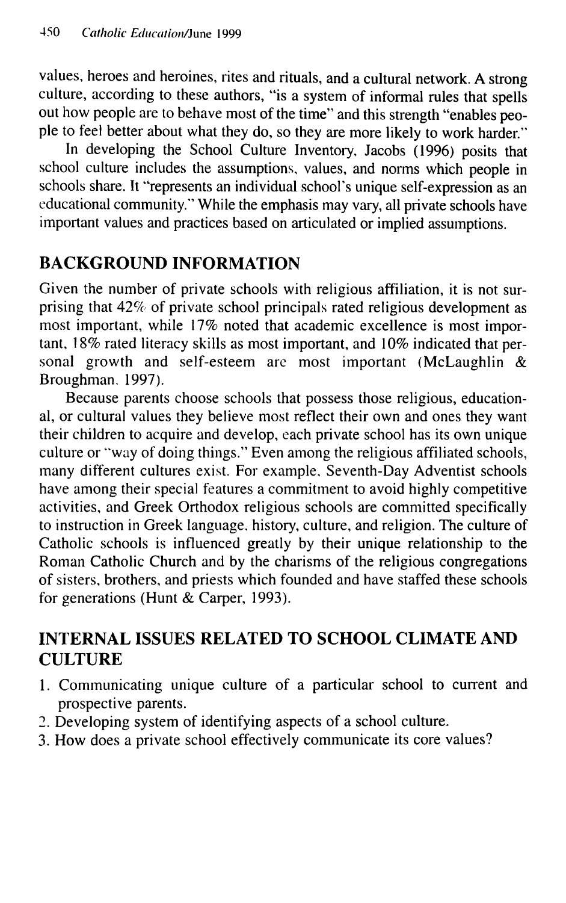values, heroes and heroines, rites and rituals, and a cultural network. A strong culture, according to these authors, "is a system of informal rules that spells out how people are to behave most of the time" and this strength "enables people to feel better about what they do, so they are more likely to work harder."

In developing the School Culture Inventory, Jacobs (1996) posits that school culture includes the assumptions, values, and norms which people in schools share. It "represents an individual school's unique self-expression as an educational community." While the emphasis may vary, all private schools have important values and practices based on articulated or implied assumptions.

## BACKGROUND INFORMATION

Given the number of private schools with religious affiliation, it is not surprising that 42% of private school principals rated religious development as most important, while 17% noted that academic excellence is most important, 18% rated literacy skills as most important, and 10% indicated that personal growth and self-esteem are most important (McLaughlin & Broughman, 1997).

Because parents choose schools that possess those religious, educational, or cultural values they believe most reflect their own and ones they want their children to acquire and develop, each private school has its own unique culture or "way of doing things." Even among the religious affiliated schools, many different cultures exist. For example, Seventh-Day Adventist schools have among their special features a commitment to avoid highly competitive activities, and Greek Orthodox religious schools are committed specifically to instruction in Greek language, history, culture, and religion. The culture of Catholic schools is influenced greatly by their unique relationship to the Roman Catholic Church and by the charisms of the religious congregations of sisters, brothers, and priests which founded and have staffed these schools for generations (Hunt & Carper, 1993).

## INTERNAL ISSUES RELATED TO SCHOOL CLIMATE AND CULTURE

1. Communicating unique culture of a particular school to current and prospective parents.
2. Developing system of identifying aspects of a school culture.
3. How does a private school effectively communicate its core values?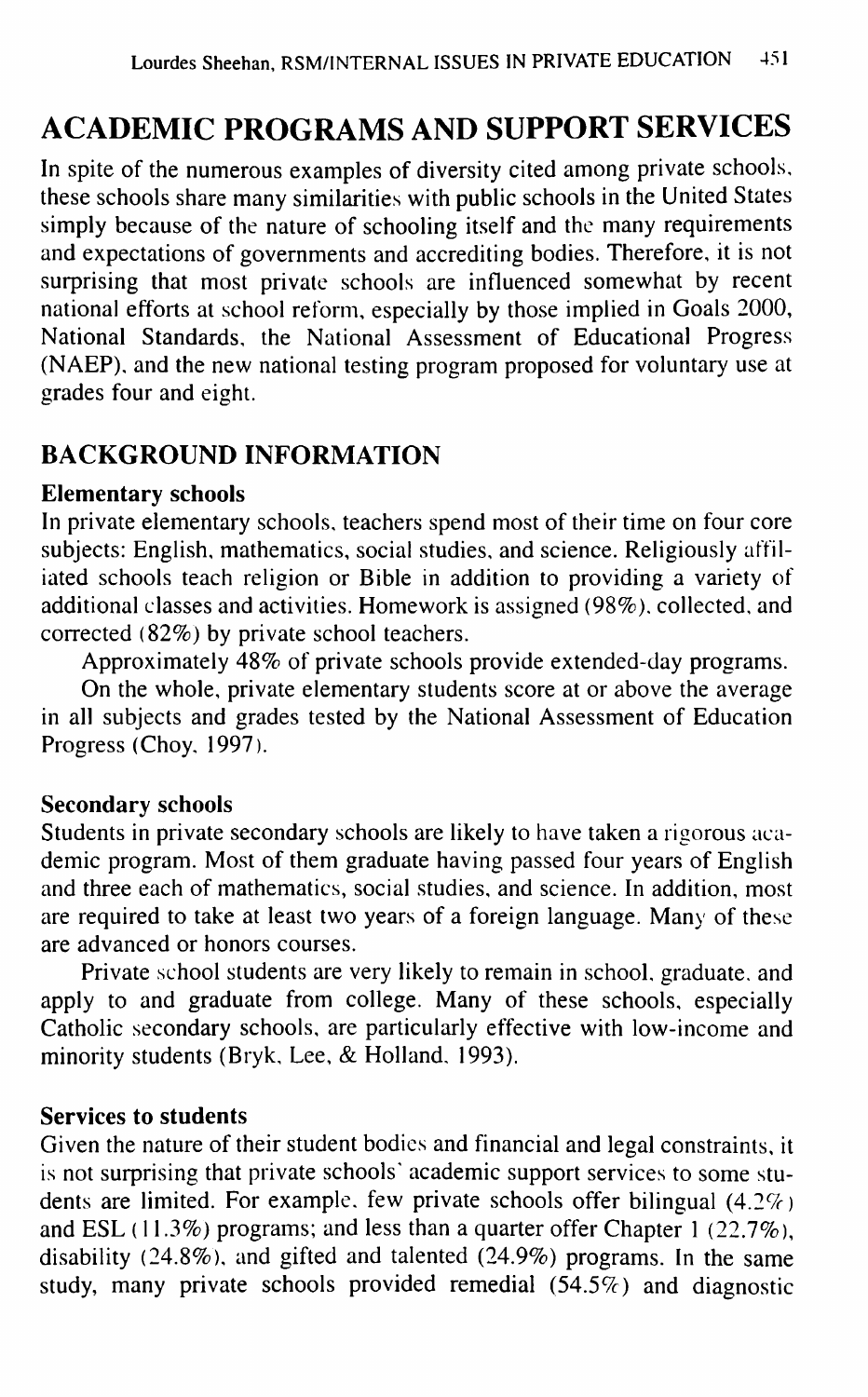## ACADEMIC PROGRAMS AND SUPPORT SERVICES

In spite of the numerous examples of diversity cited among private schools, these schools share many similarities with public schools in the United States simply because of the nature of schooling itself and the many requirements and expectations of governments and accrediting bodies. Therefore, it is not surprising that most private schools are influenced somewhat by recent national efforts at school reform, especially by those implied in Goals 2000, National Standards, the National Assessment of Educational Progress (NAEP), and the new national testing program proposed for voluntary use at grades four and eight.

### BACKGROUND INFORMATION

#### Elementary schools

In private elementary schools, teachers spend most of their time on four core subjects: English, mathematics, social studies, and science. Religiously affiliated schools teach religion or Bible in addition to providing a variety of additional classes and activities. Homework is assigned (98%), collected, and corrected (82%) by private school teachers.

Approximately 48% of private schools provide extended-day programs.

On the whole, private elementary students score at or above the average in all subjects and grades tested by the National Assessment of Education Progress (Choy, 1997).

#### Secondary schools

Students in private secondary schools are likely to have taken a rigorous academic program. Most of them graduate having passed four years of English and three each of mathematics, social studies, and science. In addition, most are required to take at least two years of a foreign language. Many of these are advanced or honors courses.

Private school students are very likely to remain in school, graduate, and apply to and graduate from college. Many of these schools, especially Catholic secondary schools, are particularly effective with low-income and minority students (Bryk, Lee, & Holland, 1993).

#### Services to students

Given the nature of their student bodies and financial and legal constraints, it is not surprising that private schools' academic support services to some students are limited. For example, few private schools offer bilingual (4.2%) and ESL (11.3%) programs; and less than a quarter offer Chapter 1 (22.7%), disability (24.8%), and gifted and talented (24.9%) programs. In the same study, many private schools provided remedial (54.5%) and diagnostic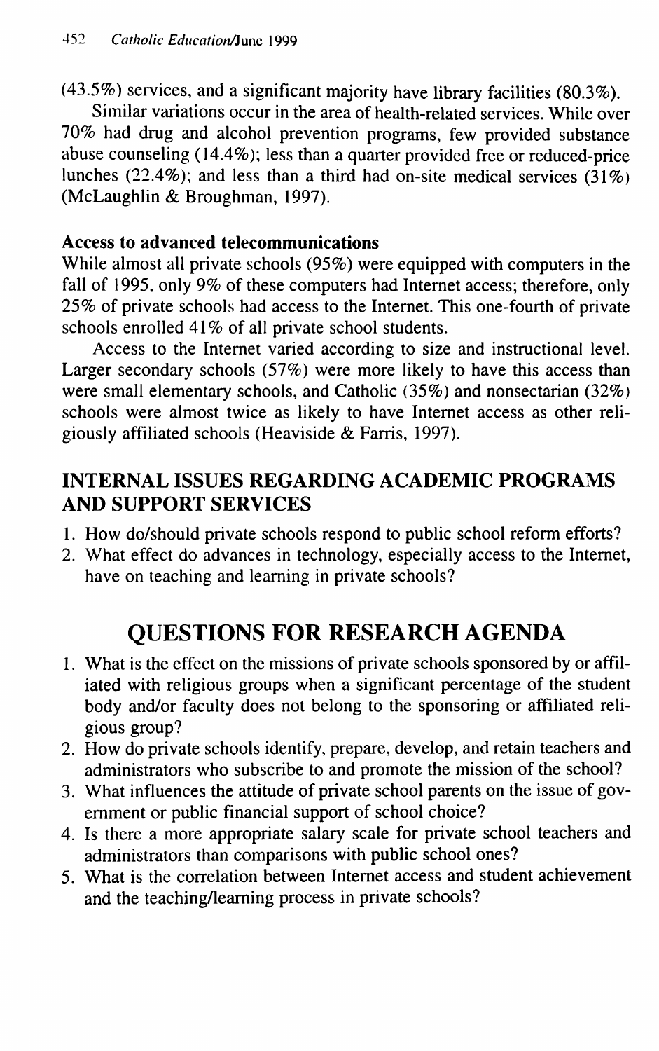(43.5%) services, and a significant majority have library facilities (80.3%).

Similar variations occur in the area of health-related services. While over 70% had drug and alcohol prevention programs, few provided substance abuse counseling (14.4%); less than a quarter provided free or reduced-price lunches (22.4%); and less than a third had on-site medical services (31%) (McLaughlin & Broughman, 1997).

### Access to advanced telecommunications

While almost all private schools (95%) were equipped with computers in the fall of 1995, only 9% of these computers had Internet access; therefore, only 25% of private schools had access to the Internet. This one-fourth of private schools enrolled 41% of all private school students.

Access to the Internet varied according to size and instructional level. Larger secondary schools (57%) were more likely to have this access than were small elementary schools, and Catholic (35%) and nonsectarian (32%) schools were almost twice as likely to have Internet access as other religiously affiliated schools (Heaviside & Farris, 1997).

## INTERNAL ISSUES REGARDING ACADEMIC PROGRAMS AND SUPPORT SERVICES

1. How do/should private schools respond to public school reform efforts?
2. What effect do advances in technology, especially access to the Internet, have on teaching and learning in private schools?

# QUESTIONS FOR RESEARCH AGENDA

1. What is the effect on the missions of private schools sponsored by or affiliated with religious groups when a significant percentage of the student body and/or faculty does not belong to the sponsoring or affiliated religious group?
2. How do private schools identify, prepare, develop, and retain teachers and administrators who subscribe to and promote the mission of the school?
3. What influences the attitude of private school parents on the issue of government or public financial support of school choice?
4. Is there a more appropriate salary scale for private school teachers and administrators than comparisons with public school ones?
5. What is the correlation between Internet access and student achievement and the teaching/learning process in private schools?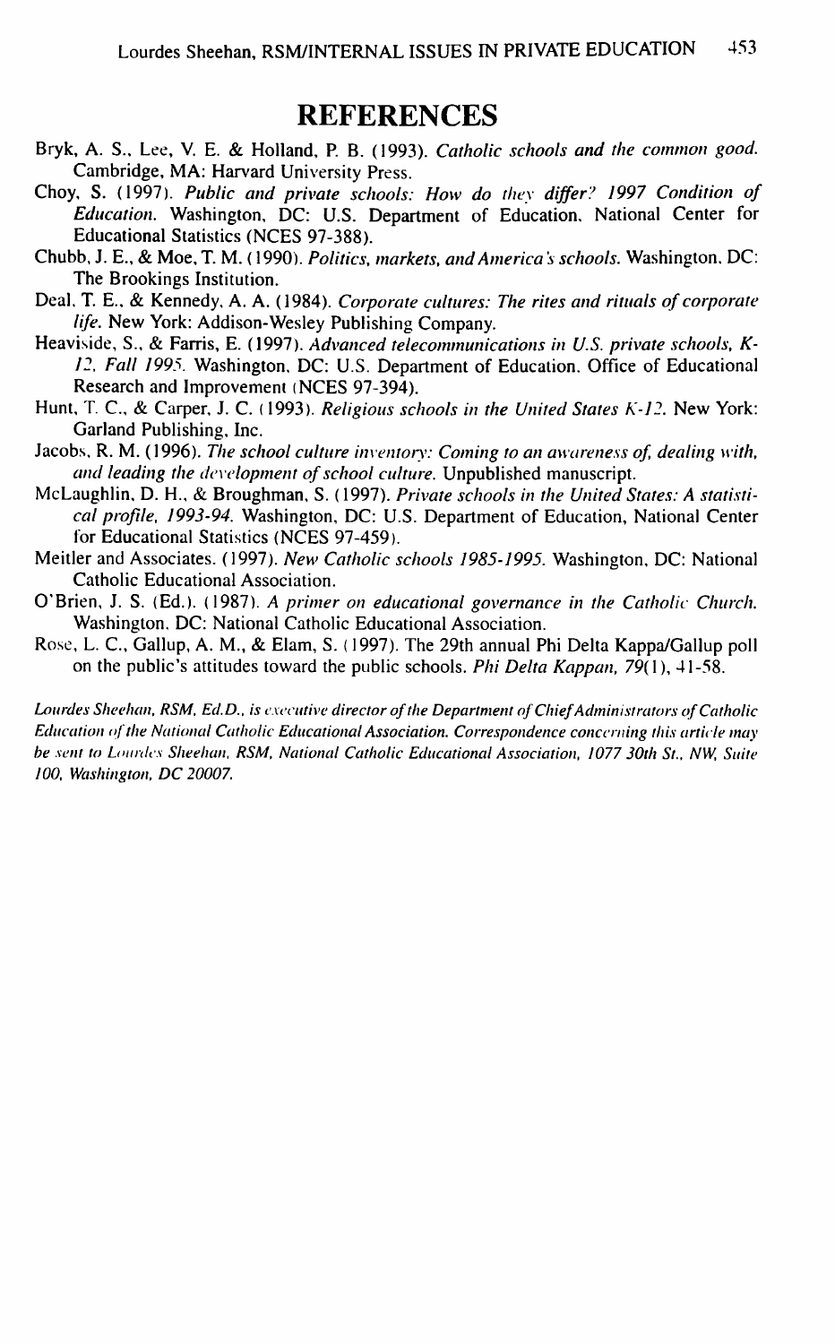## REFERENCES

Bryk, A. S., Lee, V. E. & Holland, P. B. (1993). *Catholic schools and the common good.* Cambridge, MA: Harvard University Press.

Choy, S. (1997). *Public and private schools: How do they differ? 1997 Condition of Education.* Washington, DC: U.S. Department of Education, National Center for Educational Statistics (NCES 97-388).

Chubb, J. E., & Moe, T. M. (1990). *Politics, markets, and America's schools.* Washington, DC: The Brookings Institution.

Deal, T. E., & Kennedy, A. A. (1984). *Corporate cultures: The rites and rituals of corporate life.* New York: Addison-Wesley Publishing Company.

Heaviside, S., & Farris, E. (1997). *Advanced telecommunications in U.S. private schools, K-12, Fall 1995.* Washington, DC: U.S. Department of Education. Office of Educational Research and Improvement (NCES 97-394).

Hunt, T. C., & Carper, J. C. (1993). *Religious schools in the United States K-12.* New York: Garland Publishing, Inc.

Jacobs, R. M. (1996). *The school culture inventory: Coming to an awareness of, dealing with, and leading the development of school culture.* Unpublished manuscript.

McLaughlin, D. H., & Broughman, S. (1997). *Private schools in the United States: A statistical profile, 1993-94.* Washington, DC: U.S. Department of Education, National Center for Educational Statistics (NCES 97-459).

Meitler and Associates. (1997). *New Catholic schools 1985-1995.* Washington, DC: National Catholic Educational Association.

O'Brien, J. S. (Ed.). (1987). *A primer on educational governance in the Catholic Church.* Washington, DC: National Catholic Educational Association.

Rose, L. C., Gallup, A. M., & Elam, S. (1997). The 29th annual Phi Delta Kappa/Gallup poll on the public's attitudes toward the public schools. *Phi Delta Kappan, 79*(1), 41-58.

*Lourdes Sheehan, RSM, Ed.D., is executive director of the Department of Chief Administrators of Catholic Education of the National Catholic Educational Association. Correspondence concerning this article may be sent to Lourdes Sheehan, RSM, National Catholic Educational Association, 1077 30th St., NW, Suite 100, Washington, DC 20007.*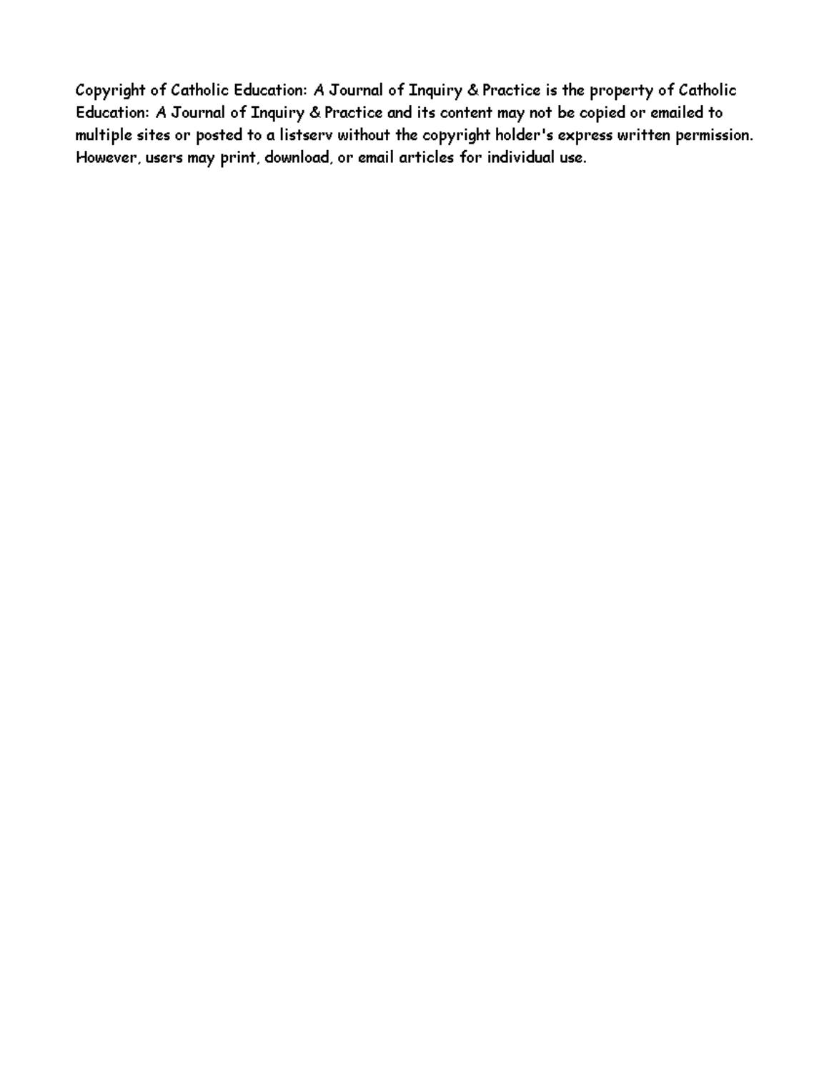Copyright of Catholic Education: A Journal of Inquiry & Practice is the property of Catholic Education: A Journal of Inquiry & Practice and its content may not be copied or emailed to multiple sites or posted to a listserv without the copyright holder's express written permission. However, users may print, download, or email articles for individual use.